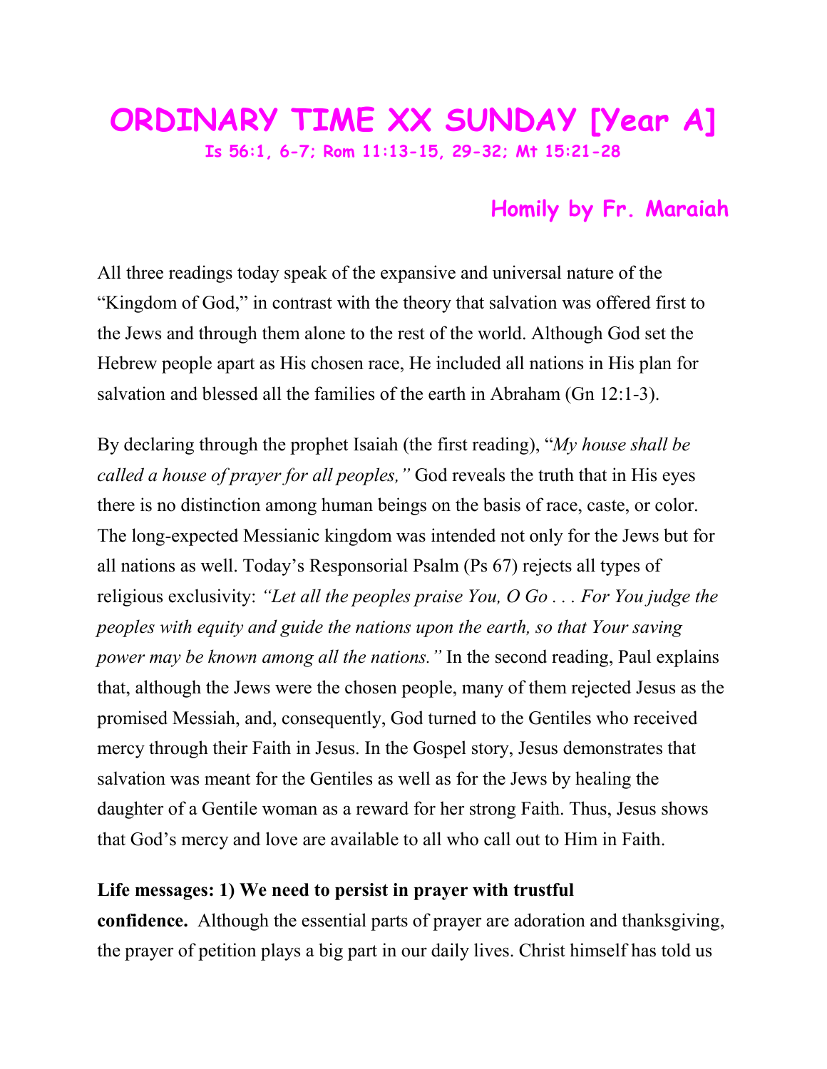# ORDINARY TIME XX SUNDAY [Year A]

**Is 56:1, 6-7; Rom 11:13-15, 29-32; Mt 15:21-28**

**Homily by Fr. Maraiah**

All three readings today speak of the expansive and universal nature of the "Kingdom of God," in contrast with the theory that salvation was offered first to the Jews and through them alone to the rest of the world. Although God set the Hebrew people apart as His chosen race, He included all nations in His plan for salvation and blessed all the families of the earth in Abraham (Gn 12:1-3).

By declaring through the prophet Isaiah (the first reading), "*My house shall be called a house of prayer for all peoples,"* God reveals the truth that in His eyes there is no distinction among human beings on the basis of race, caste, or color. The long-expected Messianic kingdom was intended not only for the Jews but for all nations as well. Today's Responsorial Psalm (Ps 67) rejects all types of religious exclusivity: *"Let all the peoples praise You, O Go . . . For You judge the peoples with equity and guide the nations upon the earth, so that Your saving power may be known among all the nations."* In the second reading, Paul explains that, although the Jews were the chosen people, many of them rejected Jesus as the promised Messiah, and, consequently, God turned to the Gentiles who received mercy through their Faith in Jesus. In the Gospel story, Jesus demonstrates that salvation was meant for the Gentiles as well as for the Jews by healing the daughter of a Gentile woman as a reward for her strong Faith. Thus, Jesus shows that God's mercy and love are available to all who call out to Him in Faith.

**Life messages: 1) We need to persist in prayer with trustful confidence.** Although the essential parts of prayer are adoration and thanksgiving, the prayer of petition plays a big part in our daily lives. Christ himself has told us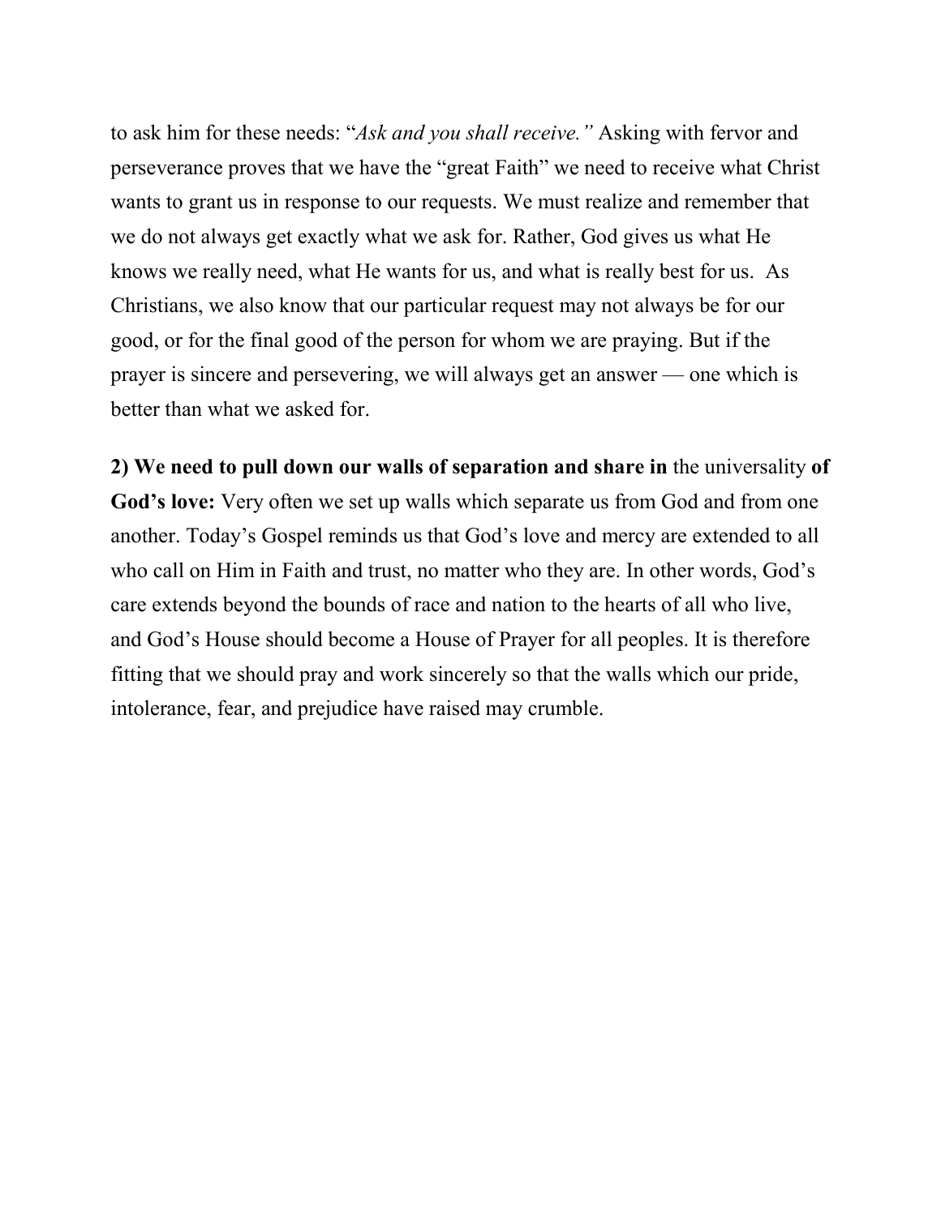to ask him for these needs: "*Ask and you shall receive.*" Asking with fervor and perseverance proves that we have the "great Faith" we need to receive what Christ wants to grant us in response to our requests. We must realize and remember that we do not always get exactly what we ask for. Rather, God gives us what He knows we really need, what He wants for us, and what is really best for us. As Christians, we also know that our particular request may not always be for our good, or for the final good of the person for whom we are praying. But if the prayer is sincere and persevering, we will always get an answer — one which is better than what we asked for.

**2) We need to pull down our walls of separation and share in** the universality **of God's love:** Very often we set up walls which separate us from God and from one another. Today's Gospel reminds us that God's love and mercy are extended to all who call on Him in Faith and trust, no matter who they are. In other words, God's care extends beyond the bounds of race and nation to the hearts of all who live, and God's House should become a House of Prayer for all peoples. It is therefore fitting that we should pray and work sincerely so that the walls which our pride, intolerance, fear, and prejudice have raised may crumble.